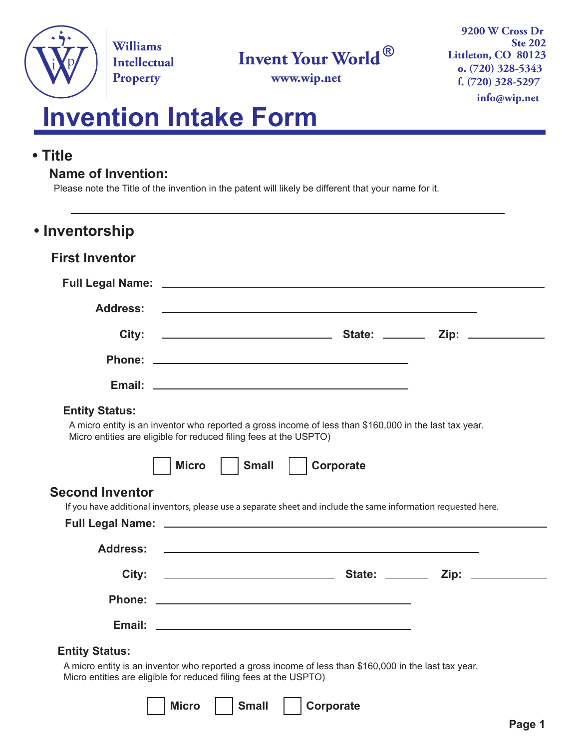Williams Intellectual Property

**Invent Your World®**

www.wip.net

9200 W Cross Dr
Ste 202
Littleton, CO 80123
o. (720) 328-5343
f. (720) 328-5297
info@wip.net

# Invention Intake Form

## • Title

### Name of Invention:

Please note the Title of the invention in the patent will likely be different that your name for it.

______________________________________________

## • Inventorship

### First Inventor

**Full Legal Name:** ______________________________

**Address:** ______________________________

**City:** ______________ **State:** ________ **Zip:** ________

**Phone:** ______________________________

**Email:** ______________________________

**Entity Status:**

A micro entity is an inventor who reported a gross income of less than $160,000 in the last tax year. Micro entities are eligible for reduced filing fees at the USPTO)

☐ **Micro** ☐ **Small** ☐ **Corporate**

### Second Inventor

If you have additional inventors, please use a separate sheet and include the same information requested here.

**Full Legal Name:** ______________________________

**Address:** ______________________________

**City:** ______________ **State:** ________ **Zip:** ________

**Phone:** ______________________________

**Email:** ______________________________

**Entity Status:**

A micro entity is an inventor who reported a gross income of less than $160,000 in the last tax year. Micro entities are eligible for reduced filing fees at the USPTO)

☐ **Micro** ☐ **Small** ☐ **Corporate**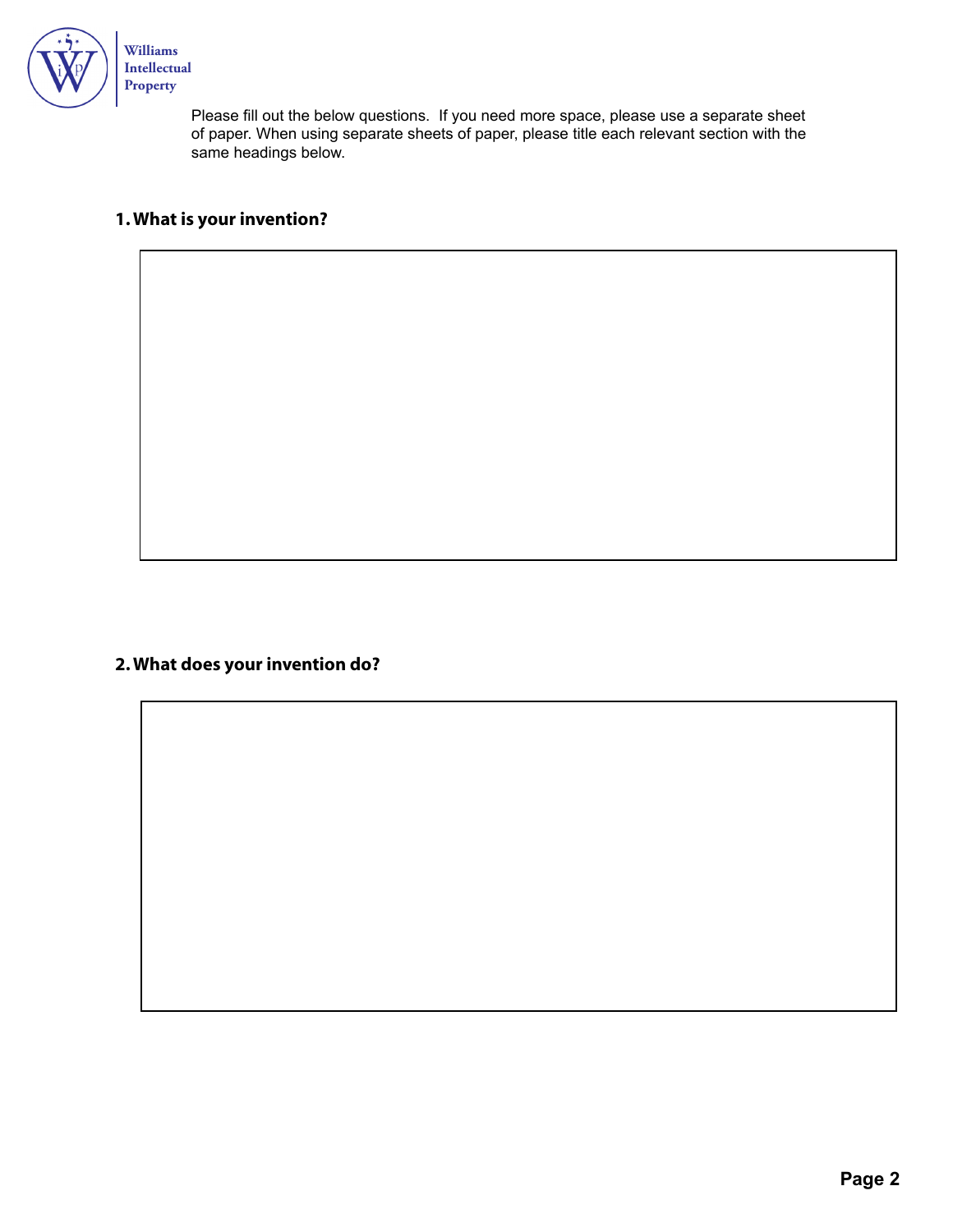Williams
Intellectual
Property

Please fill out the below questions. If you need more space, please use a separate sheet of paper. When using separate sheets of paper, please title each relevant section with the same headings below.

## 1. What is your invention?

## 2. What does your invention do?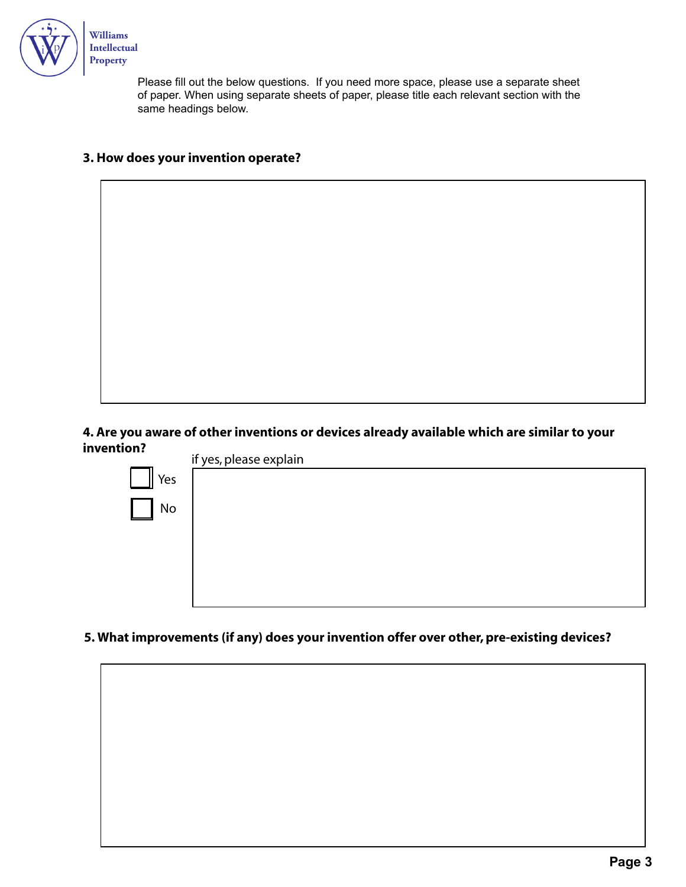Williams Intellectual Property

Please fill out the below questions. If you need more space, please use a separate sheet of paper. When using separate sheets of paper, please title each relevant section with the same headings below.

**3. How does your invention operate?**

**4. Are you aware of other inventions or devices already available which are similar to your invention?**

☐ Yes

☐ No

if yes, please explain

**5. What improvements (if any) does your invention offer over other, pre-existing devices?**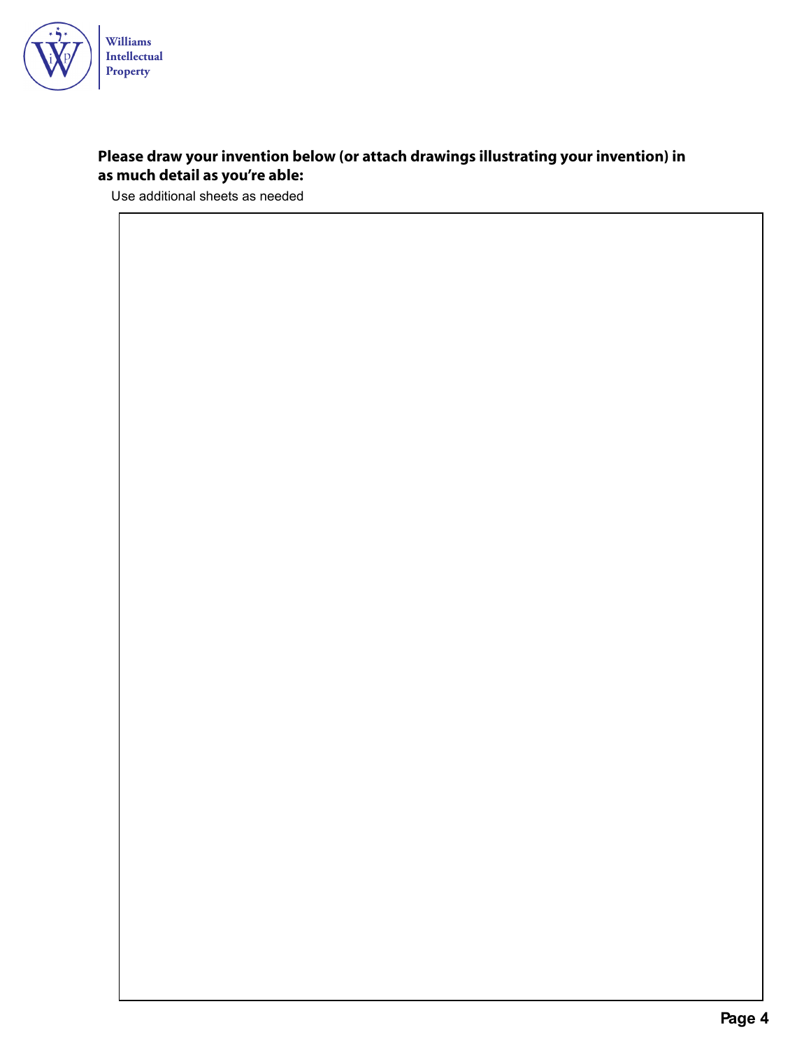**Please draw your invention below (or attach drawings illustrating your invention) in as much detail as you're able:**

Use additional sheets as needed